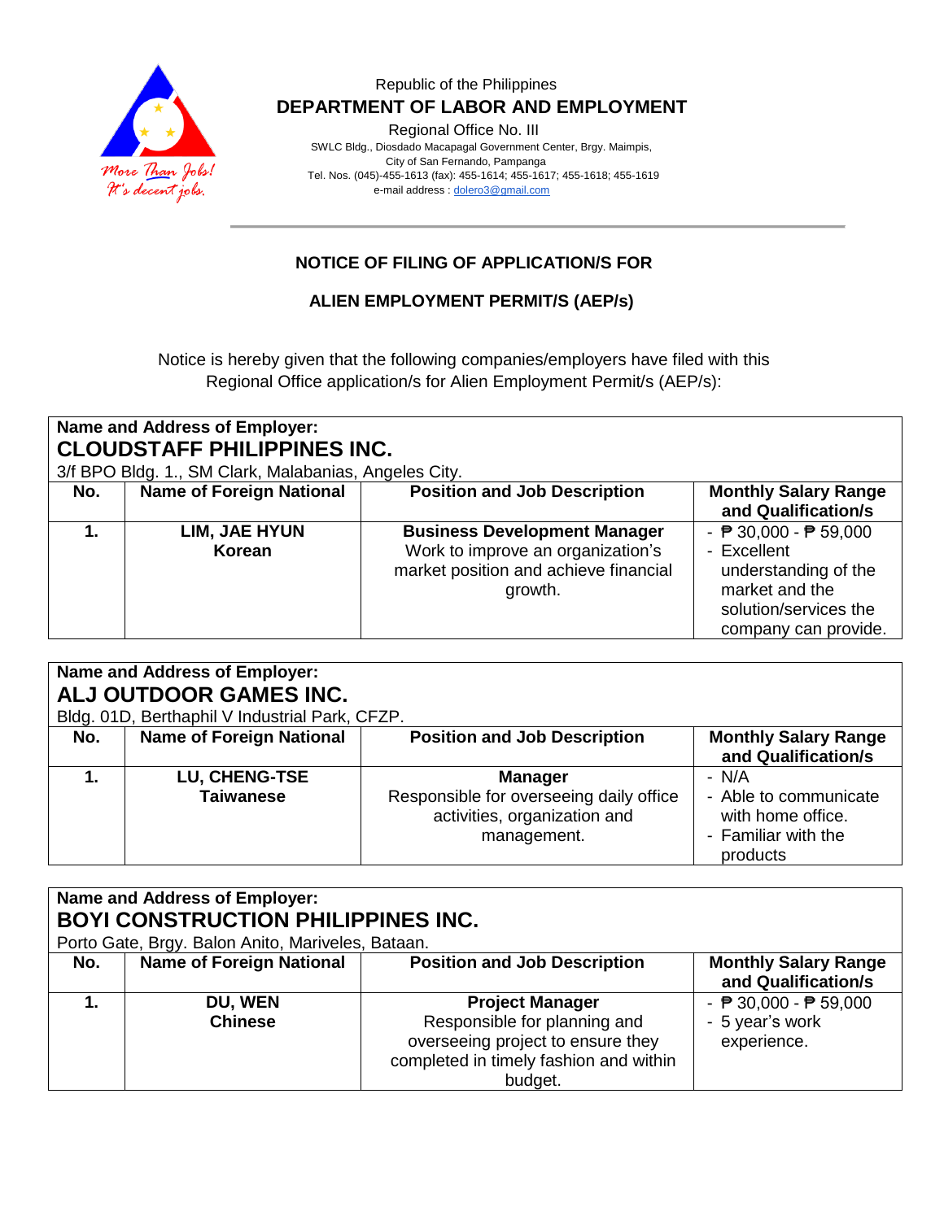Republic of the Philippines

**DEPARTMENT OF LABOR AND EMPLOYMENT**

Regional Office No. III

SWLC Bldg., Diosdado Macapagal Government Center, Brgy. Maimpis,
City of San Fernando, Pampanga
Tel. Nos. (045)-455-1613 (fax): 455-1614; 455-1617; 455-1618; 455-1619
e-mail address : dolero3@gmail.com

*More Than Jobs! It's decent jobs.*

---

## NOTICE OF FILING OF APPLICATION/S FOR

## ALIEN EMPLOYMENT PERMIT/S (AEP/s)

Notice is hereby given that the following companies/employers have filed with this Regional Office application/s for Alien Employment Permit/s (AEP/s):

**Name and Address of Employer:**
**CLOUDSTAFF PHILIPPINES INC.**
3/f BPO Bldg. 1., SM Clark, Malabanias, Angeles City.

| No. | Name of Foreign National | Position and Job Description | Monthly Salary Range and Qualification/s |
|---|---|---|---|
| 1. | **LIM, JAE HYUN** **Korean** | **Business Development Manager** Work to improve an organization's market position and achieve financial growth. | - ₱ 30,000 - ₱ 59,000 - Excellent understanding of the market and the solution/services the company can provide. |

**Name and Address of Employer:**
**ALJ OUTDOOR GAMES INC.**
Bldg. 01D, Berthaphil V Industrial Park, CFZP.

| No. | Name of Foreign National | Position and Job Description | Monthly Salary Range and Qualification/s |
|---|---|---|---|
| 1. | **LU, CHENG-TSE** **Taiwanese** | **Manager** Responsible for overseeing daily office activities, organization and management. | - N/A - Able to communicate with home office. - Familiar with the products |

**Name and Address of Employer:**
**BOYI CONSTRUCTION PHILIPPINES INC.**
Porto Gate, Brgy. Balon Anito, Mariveles, Bataan.

| No. | Name of Foreign National | Position and Job Description | Monthly Salary Range and Qualification/s |
|---|---|---|---|
| 1. | **DU, WEN** **Chinese** | **Project Manager** Responsible for planning and overseeing project to ensure they completed in timely fashion and within budget. | - ₱ 30,000 - ₱ 59,000 - 5 year's work experience. |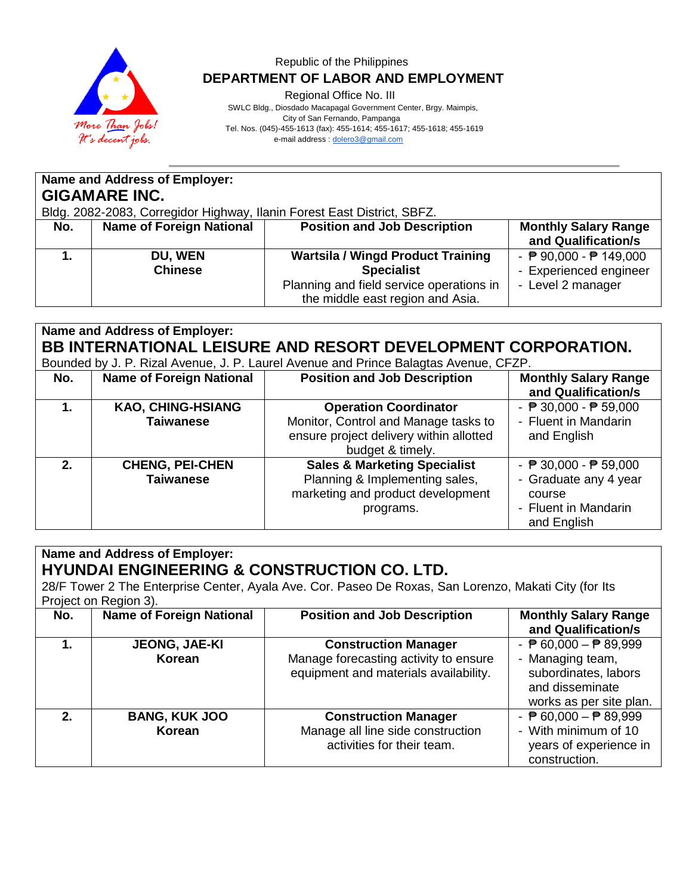Republic of the Philippines
**DEPARTMENT OF LABOR AND EMPLOYMENT**
Regional Office No. III
SWLC Bldg., Diosdado Macapagal Government Center, Brgy. Maimpis,
City of San Fernando, Pampanga
Tel. Nos. (045)-455-1613 (fax): 455-1614; 455-1617; 455-1618; 455-1619
e-mail address : dolero3@gmail.com

**Name and Address of Employer:**
**GIGAMARE INC.**
Bldg. 2082-2083, Corregidor Highway, Ilanin Forest East District, SBFZ.

| No. | Name of Foreign National | Position and Job Description | Monthly Salary Range and Qualification/s |
|---|---|---|---|
| **1.** | **DU, WEN**<br>**Chinese** | **Wartsila / Wingd Product Training Specialist**<br>Planning and field service operations in the middle east region and Asia. | - ₱ 90,000 - ₱ 149,000<br>- Experienced engineer<br>- Level 2 manager |

**Name and Address of Employer:**
**BB INTERNATIONAL LEISURE AND RESORT DEVELOPMENT CORPORATION.**
Bounded by J. P. Rizal Avenue, J. P. Laurel Avenue and Prince Balagtas Avenue, CFZP.

| No. | Name of Foreign National | Position and Job Description | Monthly Salary Range and Qualification/s |
|---|---|---|---|
| **1.** | **KAO, CHING-HSIANG**<br>**Taiwanese** | **Operation Coordinator**<br>Monitor, Control and Manage tasks to ensure project delivery within allotted budget & timely. | - ₱ 30,000 - ₱ 59,000<br>- Fluent in Mandarin and English |
| **2.** | **CHENG, PEI-CHEN**<br>**Taiwanese** | **Sales & Marketing Specialist**<br>Planning & Implementing sales, marketing and product development programs. | - ₱ 30,000 - ₱ 59,000<br>- Graduate any 4 year course<br>- Fluent in Mandarin and English |

**Name and Address of Employer:**
**HYUNDAI ENGINEERING & CONSTRUCTION CO. LTD.**
28/F Tower 2 The Enterprise Center, Ayala Ave. Cor. Paseo De Roxas, San Lorenzo, Makati City (for Its Project on Region 3).

| No. | Name of Foreign National | Position and Job Description | Monthly Salary Range and Qualification/s |
|---|---|---|---|
| **1.** | **JEONG, JAE-KI**<br>**Korean** | **Construction Manager**<br>Manage forecasting activity to ensure equipment and materials availability. | - ₱ 60,000 – ₱ 89,999<br>- Managing team, subordinates, labors and disseminate works as per site plan. |
| **2.** | **BANG, KUK JOO**<br>**Korean** | **Construction Manager**<br>Manage all line side construction activities for their team. | - ₱ 60,000 – ₱ 89,999<br>- With minimum of 10 years of experience in construction. |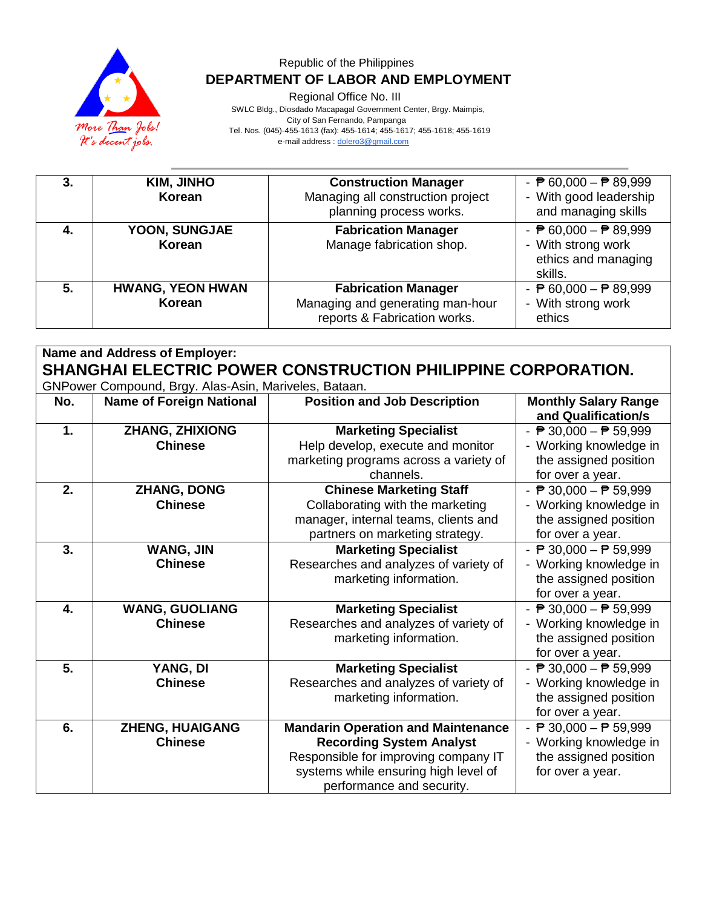| 3. | **KIM, JINHO**<br>**Korean** | **Construction Manager**<br>Managing all construction project planning process works. | - ₱ 60,000 – ₱ 89,999<br>- With good leadership and managing skills |
|---|---|---|---|
| 4. | **YOON, SUNGJAE**<br>**Korean** | **Fabrication Manager**<br>Manage fabrication shop. | - ₱ 60,000 – ₱ 89,999<br>- With strong work ethics and managing skills. |
| 5. | **HWANG, YEON HWAN**<br>**Korean** | **Fabrication Manager**<br>Managing and generating man-hour reports & Fabrication works. | - ₱ 60,000 – ₱ 89,999<br>- With strong work ethics |

**Name and Address of Employer:**

## SHANGHAI ELECTRIC POWER CONSTRUCTION PHILIPPINE CORPORATION.

GNPower Compound, Brgy. Alas-Asin, Mariveles, Bataan.

| No. | Name of Foreign National | Position and Job Description | Monthly Salary Range and Qualification/s |
|---|---|---|---|
| 1. | **ZHANG, ZHIXIONG**<br>**Chinese** | **Marketing Specialist**<br>Help develop, execute and monitor marketing programs across a variety of channels. | - ₱ 30,000 – ₱ 59,999<br>- Working knowledge in the assigned position for over a year. |
| 2. | **ZHANG, DONG**<br>**Chinese** | **Chinese Marketing Staff**<br>Collaborating with the marketing manager, internal teams, clients and partners on marketing strategy. | - ₱ 30,000 – ₱ 59,999<br>- Working knowledge in the assigned position for over a year. |
| 3. | **WANG, JIN**<br>**Chinese** | **Marketing Specialist**<br>Researches and analyzes of variety of marketing information. | - ₱ 30,000 – ₱ 59,999<br>- Working knowledge in the assigned position for over a year. |
| 4. | **WANG, GUOLIANG**<br>**Chinese** | **Marketing Specialist**<br>Researches and analyzes of variety of marketing information. | - ₱ 30,000 – ₱ 59,999<br>- Working knowledge in the assigned position for over a year. |
| 5. | **YANG, DI**<br>**Chinese** | **Marketing Specialist**<br>Researches and analyzes of variety of marketing information. | - ₱ 30,000 – ₱ 59,999<br>- Working knowledge in the assigned position for over a year. |
| 6. | **ZHENG, HUAIGANG**<br>**Chinese** | **Mandarin Operation and Maintenance Recording System Analyst**<br>Responsible for improving company IT systems while ensuring high level of performance and security. | - ₱ 30,000 – ₱ 59,999<br>- Working knowledge in the assigned position for over a year. |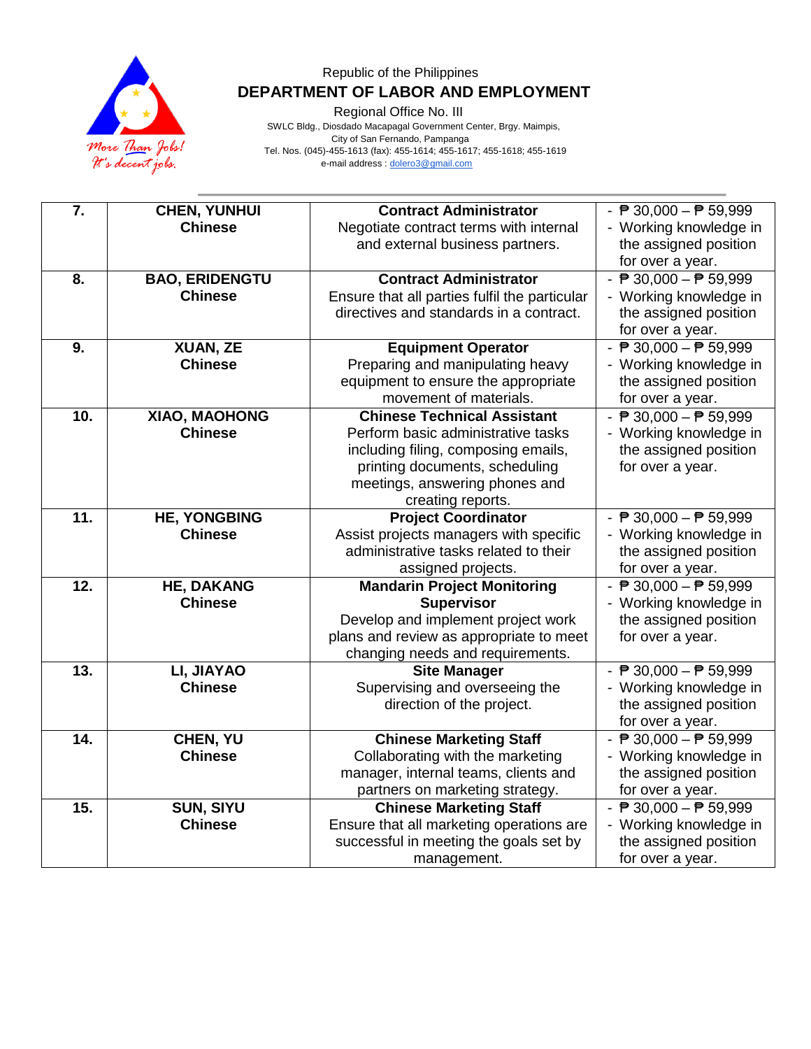Republic of the Philippines

**DEPARTMENT OF LABOR AND EMPLOYMENT**

Regional Office No. III

SWLC Bldg., Diosdado Macapagal Government Center, Brgy. Maimpis, City of San Fernando, Pampanga

Tel. Nos. (045)-455-1613 (fax): 455-1614; 455-1617; 455-1618; 455-1619

e-mail address : dolero3@gmail.com

| | | | |
|---|---|---|---|
| **7.** | **CHEN, YUNHUI**<br>**Chinese** | **Contract Administrator**<br>Negotiate contract terms with internal and external business partners. | - ₱ 30,000 – ₱ 59,999<br>- Working knowledge in the assigned position for over a year. |
| **8.** | **BAO, ERIDENGTU**<br>**Chinese** | **Contract Administrator**<br>Ensure that all parties fulfil the particular directives and standards in a contract. | - ₱ 30,000 – ₱ 59,999<br>- Working knowledge in the assigned position for over a year. |
| **9.** | **XUAN, ZE**<br>**Chinese** | **Equipment Operator**<br>Preparing and manipulating heavy equipment to ensure the appropriate movement of materials. | - ₱ 30,000 – ₱ 59,999<br>- Working knowledge in the assigned position for over a year. |
| **10.** | **XIAO, MAOHONG**<br>**Chinese** | **Chinese Technical Assistant**<br>Perform basic administrative tasks including filing, composing emails, printing documents, scheduling meetings, answering phones and creating reports. | - ₱ 30,000 – ₱ 59,999<br>- Working knowledge in the assigned position for over a year. |
| **11.** | **HE, YONGBING**<br>**Chinese** | **Project Coordinator**<br>Assist projects managers with specific administrative tasks related to their assigned projects. | - ₱ 30,000 – ₱ 59,999<br>- Working knowledge in the assigned position for over a year. |
| **12.** | **HE, DAKANG**<br>**Chinese** | **Mandarin Project Monitoring Supervisor**<br>Develop and implement project work plans and review as appropriate to meet changing needs and requirements. | - ₱ 30,000 – ₱ 59,999<br>- Working knowledge in the assigned position for over a year. |
| **13.** | **LI, JIAYAO**<br>**Chinese** | **Site Manager**<br>Supervising and overseeing the direction of the project. | - ₱ 30,000 – ₱ 59,999<br>- Working knowledge in the assigned position for over a year. |
| **14.** | **CHEN, YU**<br>**Chinese** | **Chinese Marketing Staff**<br>Collaborating with the marketing manager, internal teams, clients and partners on marketing strategy. | - ₱ 30,000 – ₱ 59,999<br>- Working knowledge in the assigned position for over a year. |
| **15.** | **SUN, SIYU**<br>**Chinese** | **Chinese Marketing Staff**<br>Ensure that all marketing operations are successful in meeting the goals set by management. | - ₱ 30,000 – ₱ 59,999<br>- Working knowledge in the assigned position for over a year. |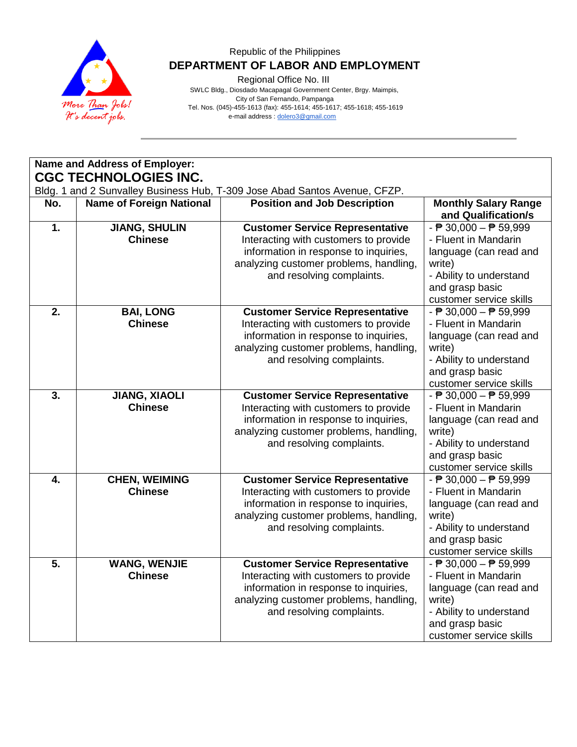Republic of the Philippines

**DEPARTMENT OF LABOR AND EMPLOYMENT**

Regional Office No. III

SWLC Bldg., Diosdado Macapagal Government Center, Brgy. Maimpis, City of San Fernando, Pampanga

Tel. Nos. (045)-455-1613 (fax): 455-1614; 455-1617; 455-1618; 455-1619

e-mail address : dolero3@gmail.com

**Name and Address of Employer:**

**CGC TECHNOLOGIES INC.**

Bldg. 1 and 2 Sunvalley Business Hub, T-309 Jose Abad Santos Avenue, CFZP.

| No. | Name of Foreign National | Position and Job Description | Monthly Salary Range and Qualification/s |
|---|---|---|---|
| **1.** | **JIANG, SHULIN** **Chinese** | **Customer Service Representative** Interacting with customers to provide information in response to inquiries, analyzing customer problems, handling, and resolving complaints. | - ₱ 30,000 – ₱ 59,999 - Fluent in Mandarin language (can read and write) - Ability to understand and grasp basic customer service skills |
| **2.** | **BAI, LONG** **Chinese** | **Customer Service Representative** Interacting with customers to provide information in response to inquiries, analyzing customer problems, handling, and resolving complaints. | - ₱ 30,000 – ₱ 59,999 - Fluent in Mandarin language (can read and write) - Ability to understand and grasp basic customer service skills |
| **3.** | **JIANG, XIAOLI** **Chinese** | **Customer Service Representative** Interacting with customers to provide information in response to inquiries, analyzing customer problems, handling, and resolving complaints. | - ₱ 30,000 – ₱ 59,999 - Fluent in Mandarin language (can read and write) - Ability to understand and grasp basic customer service skills |
| **4.** | **CHEN, WEIMING** **Chinese** | **Customer Service Representative** Interacting with customers to provide information in response to inquiries, analyzing customer problems, handling, and resolving complaints. | - ₱ 30,000 – ₱ 59,999 - Fluent in Mandarin language (can read and write) - Ability to understand and grasp basic customer service skills |
| **5.** | **WANG, WENJIE** **Chinese** | **Customer Service Representative** Interacting with customers to provide information in response to inquiries, analyzing customer problems, handling, and resolving complaints. | - ₱ 30,000 – ₱ 59,999 - Fluent in Mandarin language (can read and write) - Ability to understand and grasp basic customer service skills |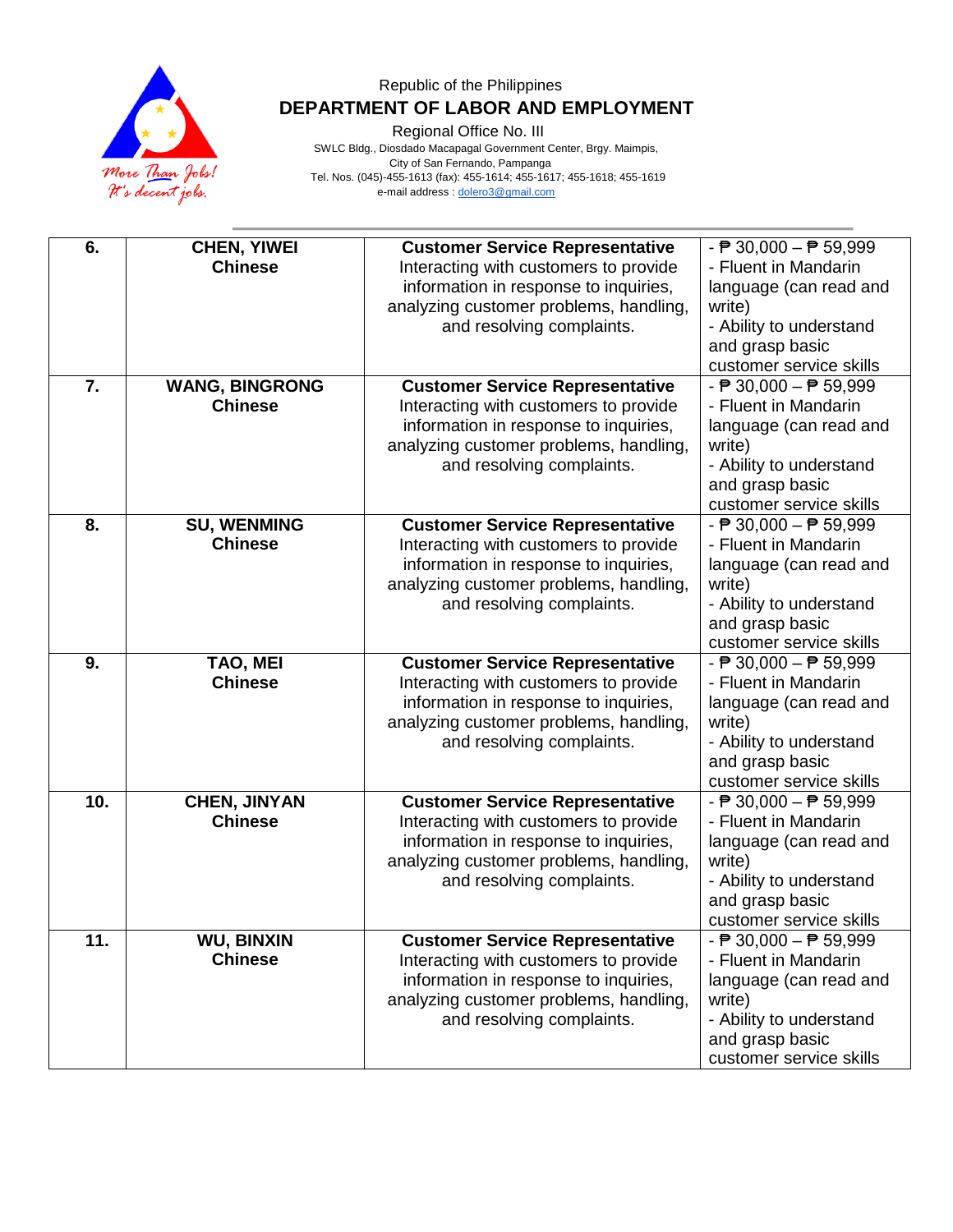Republic of the Philippines

**DEPARTMENT OF LABOR AND EMPLOYMENT**

Regional Office No. III

SWLC Bldg., Diosdado Macapagal Government Center, Brgy. Maimpis, City of San Fernando, Pampanga

Tel. Nos. (045)-455-1613 (fax): 455-1614; 455-1617; 455-1618; 455-1619

e-mail address : dolero3@gmail.com

| | | | |
|---|---|---|---|
| **6.** | **CHEN, YIWEI**<br>**Chinese** | **Customer Service Representative**<br>Interacting with customers to provide information in response to inquiries, analyzing customer problems, handling, and resolving complaints. | - ₱ 30,000 – ₱ 59,999<br>- Fluent in Mandarin language (can read and write)<br>- Ability to understand and grasp basic customer service skills |
| **7.** | **WANG, BINGRONG**<br>**Chinese** | **Customer Service Representative**<br>Interacting with customers to provide information in response to inquiries, analyzing customer problems, handling, and resolving complaints. | - ₱ 30,000 – ₱ 59,999<br>- Fluent in Mandarin language (can read and write)<br>- Ability to understand and grasp basic customer service skills |
| **8.** | **SU, WENMING**<br>**Chinese** | **Customer Service Representative**<br>Interacting with customers to provide information in response to inquiries, analyzing customer problems, handling, and resolving complaints. | - ₱ 30,000 – ₱ 59,999<br>- Fluent in Mandarin language (can read and write)<br>- Ability to understand and grasp basic customer service skills |
| **9.** | **TAO, MEI**<br>**Chinese** | **Customer Service Representative**<br>Interacting with customers to provide information in response to inquiries, analyzing customer problems, handling, and resolving complaints. | - ₱ 30,000 – ₱ 59,999<br>- Fluent in Mandarin language (can read and write)<br>- Ability to understand and grasp basic customer service skills |
| **10.** | **CHEN, JINYAN**<br>**Chinese** | **Customer Service Representative**<br>Interacting with customers to provide information in response to inquiries, analyzing customer problems, handling, and resolving complaints. | - ₱ 30,000 – ₱ 59,999<br>- Fluent in Mandarin language (can read and write)<br>- Ability to understand and grasp basic customer service skills |
| **11.** | **WU, BINXIN**<br>**Chinese** | **Customer Service Representative**<br>Interacting with customers to provide information in response to inquiries, analyzing customer problems, handling, and resolving complaints. | - ₱ 30,000 – ₱ 59,999<br>- Fluent in Mandarin language (can read and write)<br>- Ability to understand and grasp basic customer service skills |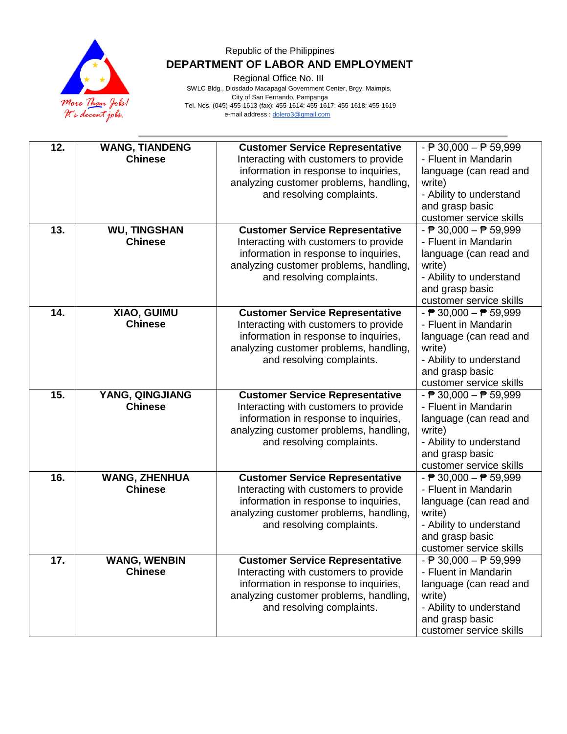Republic of the Philippines

**DEPARTMENT OF LABOR AND EMPLOYMENT**

Regional Office No. III

SWLC Bldg., Diosdado Macapagal Government Center, Brgy. Maimpis, City of San Fernando, Pampanga

Tel. Nos. (045)-455-1613 (fax): 455-1614; 455-1617; 455-1618; 455-1619

e-mail address : dolero3@gmail.com

| | | | |
|---|---|---|---|
| **12.** | **WANG, TIANDENG**<br>**Chinese** | **Customer Service Representative**<br>Interacting with customers to provide information in response to inquiries, analyzing customer problems, handling, and resolving complaints. | - ₱ 30,000 – ₱ 59,999<br>- Fluent in Mandarin language (can read and write)<br>- Ability to understand and grasp basic customer service skills |
| **13.** | **WU, TINGSHAN**<br>**Chinese** | **Customer Service Representative**<br>Interacting with customers to provide information in response to inquiries, analyzing customer problems, handling, and resolving complaints. | - ₱ 30,000 – ₱ 59,999<br>- Fluent in Mandarin language (can read and write)<br>- Ability to understand and grasp basic customer service skills |
| **14.** | **XIAO, GUIMU**<br>**Chinese** | **Customer Service Representative**<br>Interacting with customers to provide information in response to inquiries, analyzing customer problems, handling, and resolving complaints. | - ₱ 30,000 – ₱ 59,999<br>- Fluent in Mandarin language (can read and write)<br>- Ability to understand and grasp basic customer service skills |
| **15.** | **YANG, QINGJIANG**<br>**Chinese** | **Customer Service Representative**<br>Interacting with customers to provide information in response to inquiries, analyzing customer problems, handling, and resolving complaints. | - ₱ 30,000 – ₱ 59,999<br>- Fluent in Mandarin language (can read and write)<br>- Ability to understand and grasp basic customer service skills |
| **16.** | **WANG, ZHENHUA**<br>**Chinese** | **Customer Service Representative**<br>Interacting with customers to provide information in response to inquiries, analyzing customer problems, handling, and resolving complaints. | - ₱ 30,000 – ₱ 59,999<br>- Fluent in Mandarin language (can read and write)<br>- Ability to understand and grasp basic customer service skills |
| **17.** | **WANG, WENBIN**<br>**Chinese** | **Customer Service Representative**<br>Interacting with customers to provide information in response to inquiries, analyzing customer problems, handling, and resolving complaints. | - ₱ 30,000 – ₱ 59,999<br>- Fluent in Mandarin language (can read and write)<br>- Ability to understand and grasp basic customer service skills |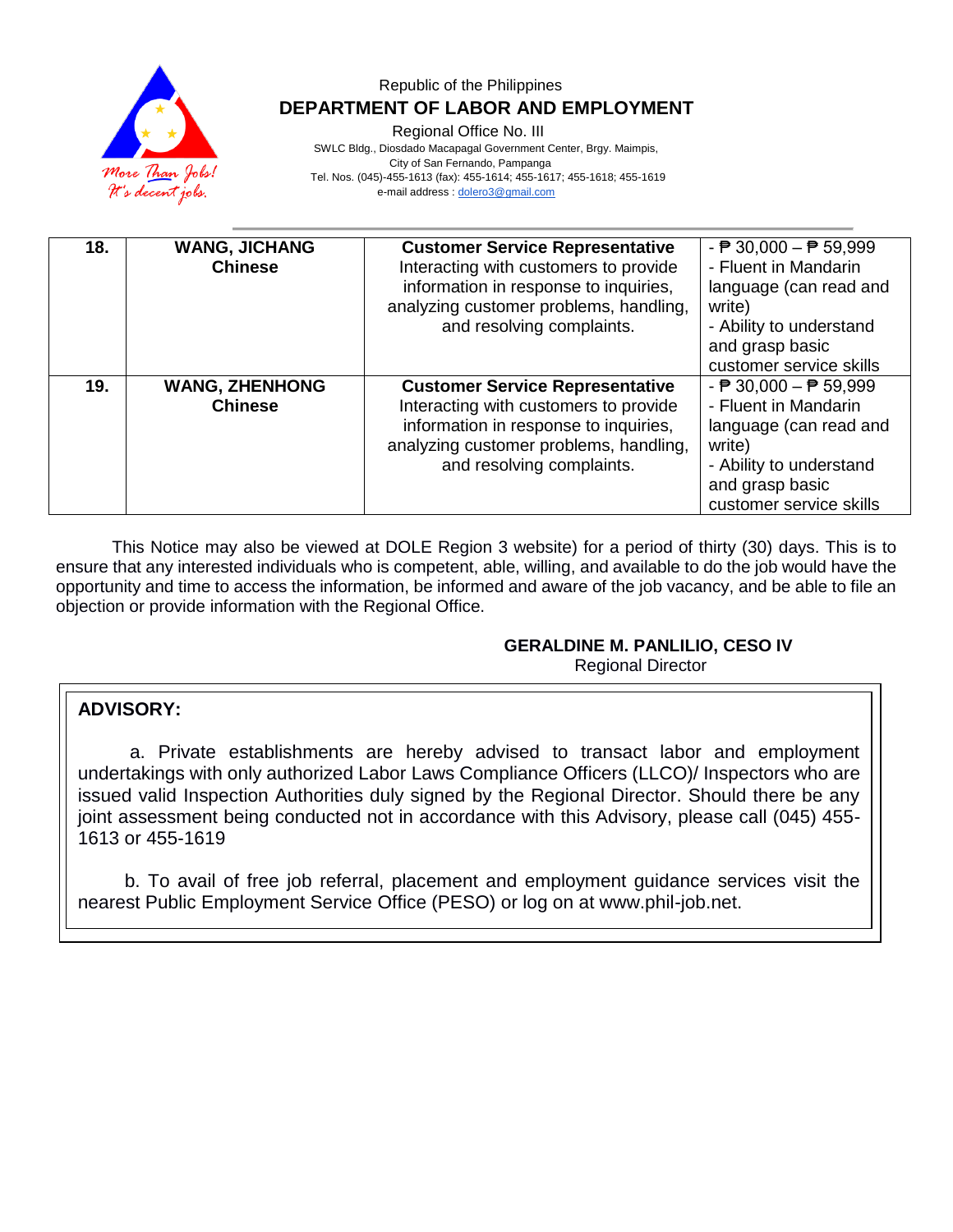Republic of the Philippines

**DEPARTMENT OF LABOR AND EMPLOYMENT**

Regional Office No. III

SWLC Bldg., Diosdado Macapagal Government Center, Brgy. Maimpis, City of San Fernando, Pampanga

Tel. Nos. (045)-455-1613 (fax): 455-1614; 455-1617; 455-1618; 455-1619

e-mail address : dolero3@gmail.com

| | | | |
|---|---|---|---|
| **18.** | **WANG, JICHANG** **Chinese** | **Customer Service Representative** Interacting with customers to provide information in response to inquiries, analyzing customer problems, handling, and resolving complaints. | - ₱ 30,000 – ₱ 59,999 - Fluent in Mandarin language (can read and write) - Ability to understand and grasp basic customer service skills |
| **19.** | **WANG, ZHENHONG** **Chinese** | **Customer Service Representative** Interacting with customers to provide information in response to inquiries, analyzing customer problems, handling, and resolving complaints. | - ₱ 30,000 – ₱ 59,999 - Fluent in Mandarin language (can read and write) - Ability to understand and grasp basic customer service skills |

This Notice may also be viewed at DOLE Region 3 website) for a period of thirty (30) days. This is to ensure that any interested individuals who is competent, able, willing, and available to do the job would have the opportunity and time to access the information, be informed and aware of the job vacancy, and be able to file an objection or provide information with the Regional Office.

**GERALDINE M. PANLILIO, CESO IV**
Regional Director

**ADVISORY:**

a. Private establishments are hereby advised to transact labor and employment undertakings with only authorized Labor Laws Compliance Officers (LLCO)/ Inspectors who are issued valid Inspection Authorities duly signed by the Regional Director. Should there be any joint assessment being conducted not in accordance with this Advisory, please call (045) 455-1613 or 455-1619

b. To avail of free job referral, placement and employment guidance services visit the nearest Public Employment Service Office (PESO) or log on at www.phil-job.net.